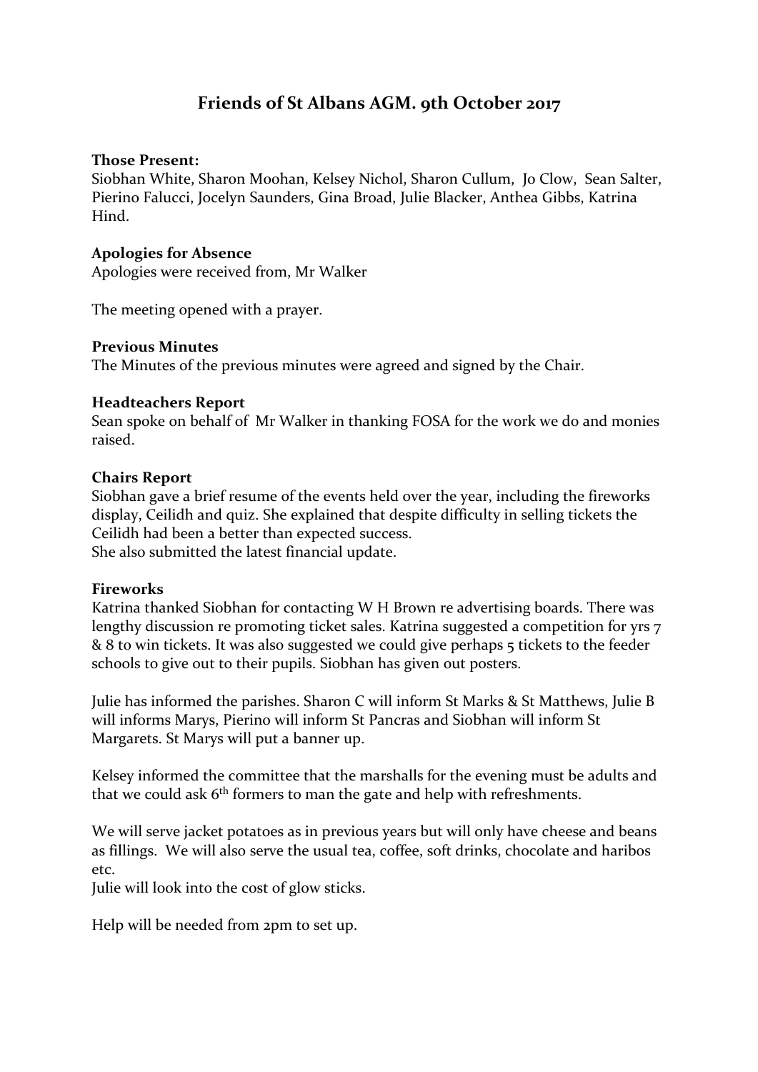# Friends of St Albans AGM. 9th October 2017

**Those Present:**
Siobhan White, Sharon Moohan, Kelsey Nichol, Sharon Cullum, Jo Clow, Sean Salter, Pierino Falucci, Jocelyn Saunders, Gina Broad, Julie Blacker, Anthea Gibbs, Katrina Hind.

**Apologies for Absence**
Apologies were received from, Mr Walker

The meeting opened with a prayer.

**Previous Minutes**
The Minutes of the previous minutes were agreed and signed by the Chair.

**Headteachers Report**
Sean spoke on behalf of Mr Walker in thanking FOSA for the work we do and monies raised.

**Chairs Report**
Siobhan gave a brief resume of the events held over the year, including the fireworks display, Ceilidh and quiz. She explained that despite difficulty in selling tickets the Ceilidh had been a better than expected success.
She also submitted the latest financial update.

**Fireworks**
Katrina thanked Siobhan for contacting W H Brown re advertising boards. There was lengthy discussion re promoting ticket sales. Katrina suggested a competition for yrs 7 & 8 to win tickets. It was also suggested we could give perhaps 5 tickets to the feeder schools to give out to their pupils. Siobhan has given out posters.

Julie has informed the parishes. Sharon C will inform St Marks & St Matthews, Julie B will informs Marys, Pierino will inform St Pancras and Siobhan will inform St Margarets. St Marys will put a banner up.

Kelsey informed the committee that the marshalls for the evening must be adults and that we could ask 6th formers to man the gate and help with refreshments.

We will serve jacket potatoes as in previous years but will only have cheese and beans as fillings. We will also serve the usual tea, coffee, soft drinks, chocolate and haribos etc.
Julie will look into the cost of glow sticks.

Help will be needed from 2pm to set up.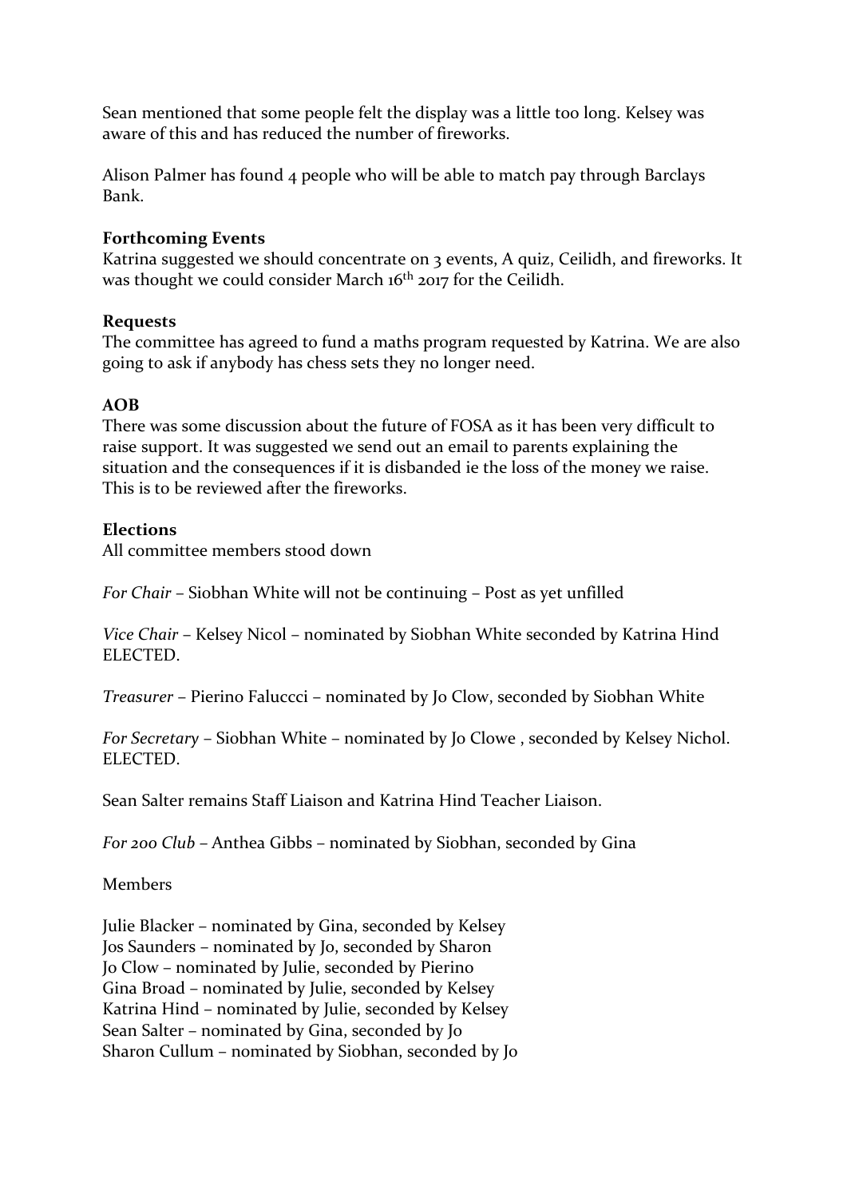Sean mentioned that some people felt the display was a little too long. Kelsey was aware of this and has reduced the number of fireworks.

Alison Palmer has found 4 people who will be able to match pay through Barclays Bank.

**Forthcoming Events**
Katrina suggested we should concentrate on 3 events, A quiz, Ceilidh, and fireworks. It was thought we could consider March 16th 2017 for the Ceilidh.

**Requests**
The committee has agreed to fund a maths program requested by Katrina. We are also going to ask if anybody has chess sets they no longer need.

**AOB**
There was some discussion about the future of FOSA as it has been very difficult to raise support. It was suggested we send out an email to parents explaining the situation and the consequences if it is disbanded ie the loss of the money we raise. This is to be reviewed after the fireworks.

**Elections**
All committee members stood down

*For Chair* – Siobhan White will not be continuing – Post as yet unfilled

*Vice Chair* – Kelsey Nicol – nominated by Siobhan White seconded by Katrina Hind ELECTED.

*Treasurer* – Pierino Faluccci – nominated by Jo Clow, seconded by Siobhan White

*For Secretary* – Siobhan White – nominated by Jo Clowe , seconded by Kelsey Nichol. ELECTED.

Sean Salter remains Staff Liaison and Katrina Hind Teacher Liaison.

*For 200 Club* – Anthea Gibbs – nominated by Siobhan, seconded by Gina

Members

Julie Blacker – nominated by Gina, seconded by Kelsey
Jos Saunders – nominated by Jo, seconded by Sharon
Jo Clow – nominated by Julie, seconded by Pierino
Gina Broad – nominated by Julie, seconded by Kelsey
Katrina Hind – nominated by Julie, seconded by Kelsey
Sean Salter – nominated by Gina, seconded by Jo
Sharon Cullum – nominated by Siobhan, seconded by Jo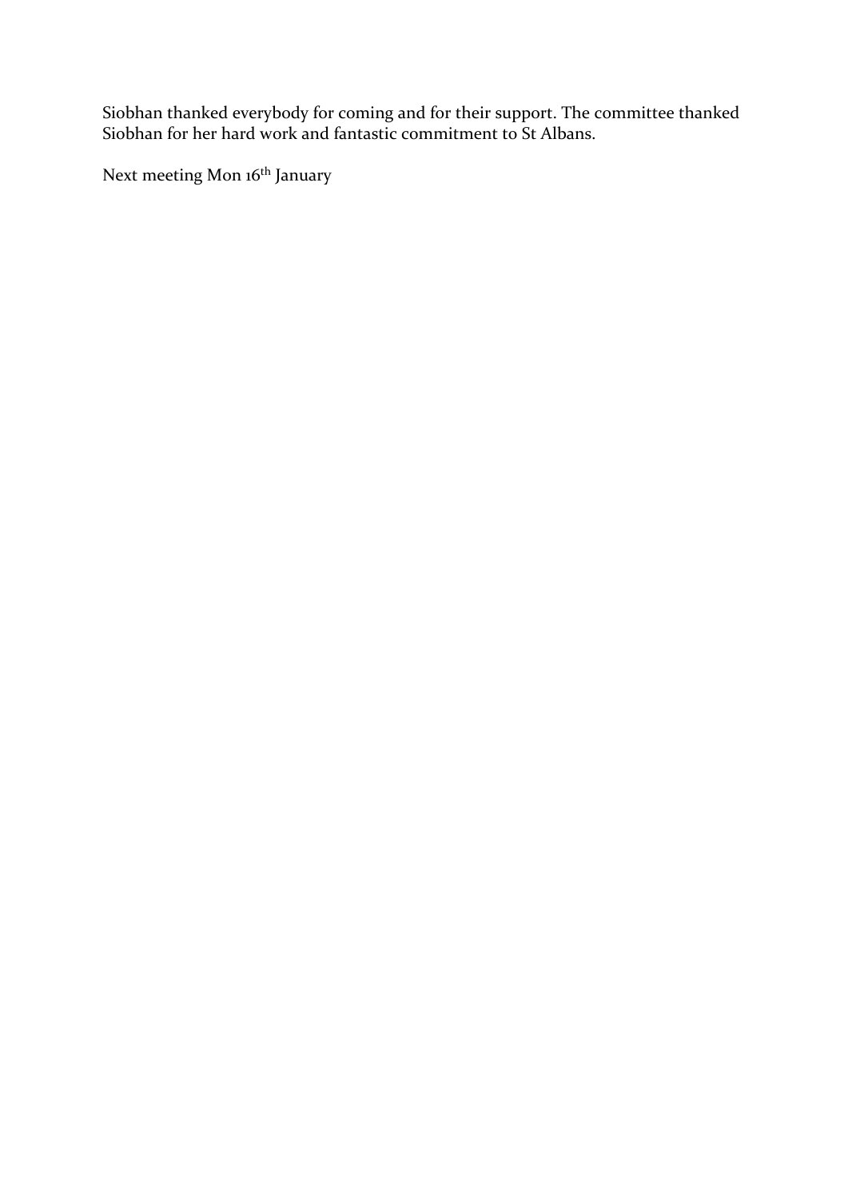Siobhan thanked everybody for coming and for their support. The committee thanked Siobhan for her hard work and fantastic commitment to St Albans.

Next meeting Mon 16th January